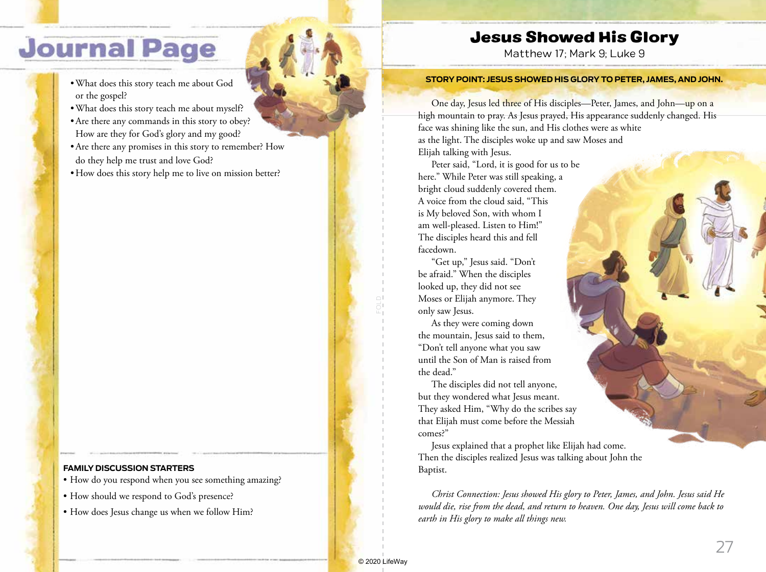# Journal Page

- What does this story teach me about God or the gospel?
- What does this story teach me about myself?
- Are there any commands in this story to obey? How are they for God's glory and my good?
- Are there any promises in this story to remember? How do they help me trust and love God?
- How does this story help me to live on mission better?

**FAMILY DISCUSSION STARTERS**

- How do you respond when you see something amazing?
- How should we respond to God's presence?
- How does Jesus change us when we follow Him?

# Jesus Showed His Glory

Matthew 17; Mark 9; Luke 9

**STORY POINT: JESUS SHOWED HIS GLORY TO PETER, JAMES, AND JOHN.**

One day, Jesus led three of His disciples—Peter, James, and John—up on a high mountain to pray. As Jesus prayed, His appearance suddenly changed. His face was shining like the sun, and His clothes were as white as the light. The disciples woke up and saw Moses and Elijah talking with Jesus.

Peter said, "Lord, it is good for us to be here." While Peter was still speaking, a bright cloud suddenly covered them. A voice from the cloud said, "This is My beloved Son, with whom I am well-pleased. Listen to Him!" The disciples heard this and fell facedown.

"Get up," Jesus said. "Don't be afraid." When the disciples looked up, they did not see Moses or Elijah anymore. They only saw Jesus.

As they were coming down the mountain, Jesus said to them, "Don't tell anyone what you saw until the Son of Man is raised from the dead."

The disciples did not tell anyone, but they wondered what Jesus meant. They asked Him, "Why do the scribes say that Elijah must come before the Messiah comes?"

Jesus explained that a prophet like Elijah had come. Then the disciples realized Jesus was talking about John the Baptist.

*Christ Connection: Jesus showed His glory to Peter, James, and John. Jesus said He would die, rise from the dead, and return to heaven. One day, Jesus will come back to earth in His glory to make all things new.*

© 2020 LifeWay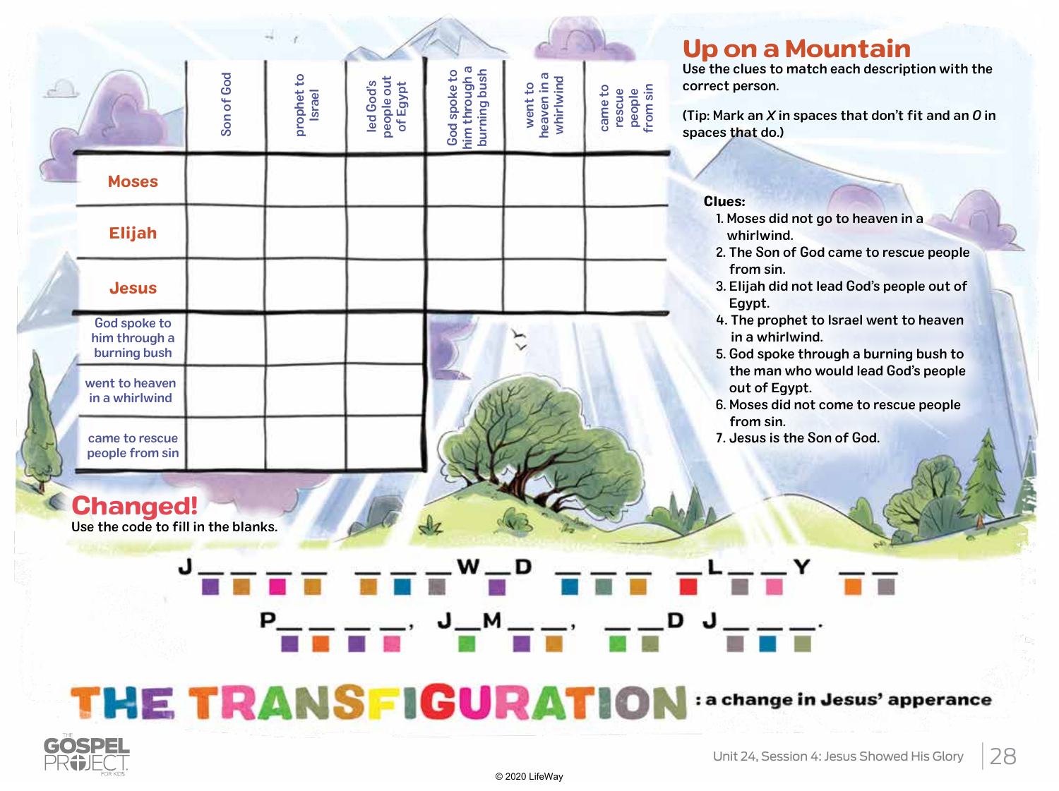## Up on a Mountain

Use the clues to match each description with the correct person.

(Tip: Mark an *X* in spaces that don't fit and an *O* in spaces that do.)

| | Son of God | prophet to Israel | led God's people out of Egypt | God spoke to him through a burning bush | went to heaven in a whirlwind | came to rescue people from sin |
|---|---|---|---|---|---|---|
| **Moses** | | | | | | |
| **Elijah** | | | | | | |
| **Jesus** | | | | | | |
| God spoke to him through a burning bush | | | | | | |
| went to heaven in a whirlwind | | | | | | |
| came to rescue people from sin | | | | | | |

**Clues:**

1. Moses did not go to heaven in a whirlwind.
2. The Son of God came to rescue people from sin.
3. Elijah did not lead God's people out of Egypt.
4. The prophet to Israel went to heaven in a whirlwind.
5. God spoke through a burning bush to the man who would lead God's people out of Egypt.
6. Moses did not come to rescue people from sin.
7. Jesus is the Son of God.

## Changed!

Use the code to fill in the blanks.

J _ _ _ _   _ _ _ W _ D   _ _ _   _ L _ _ Y   _ _

P _ _ _ _ ,   J _ M _ _ ,   _ _ D   J _ _ _ .

**THE TRANSFIGURATION**: a change in Jesus' apperance

Unit 24, Session 4: Jesus Showed His Glory

© 2020 LifeWay